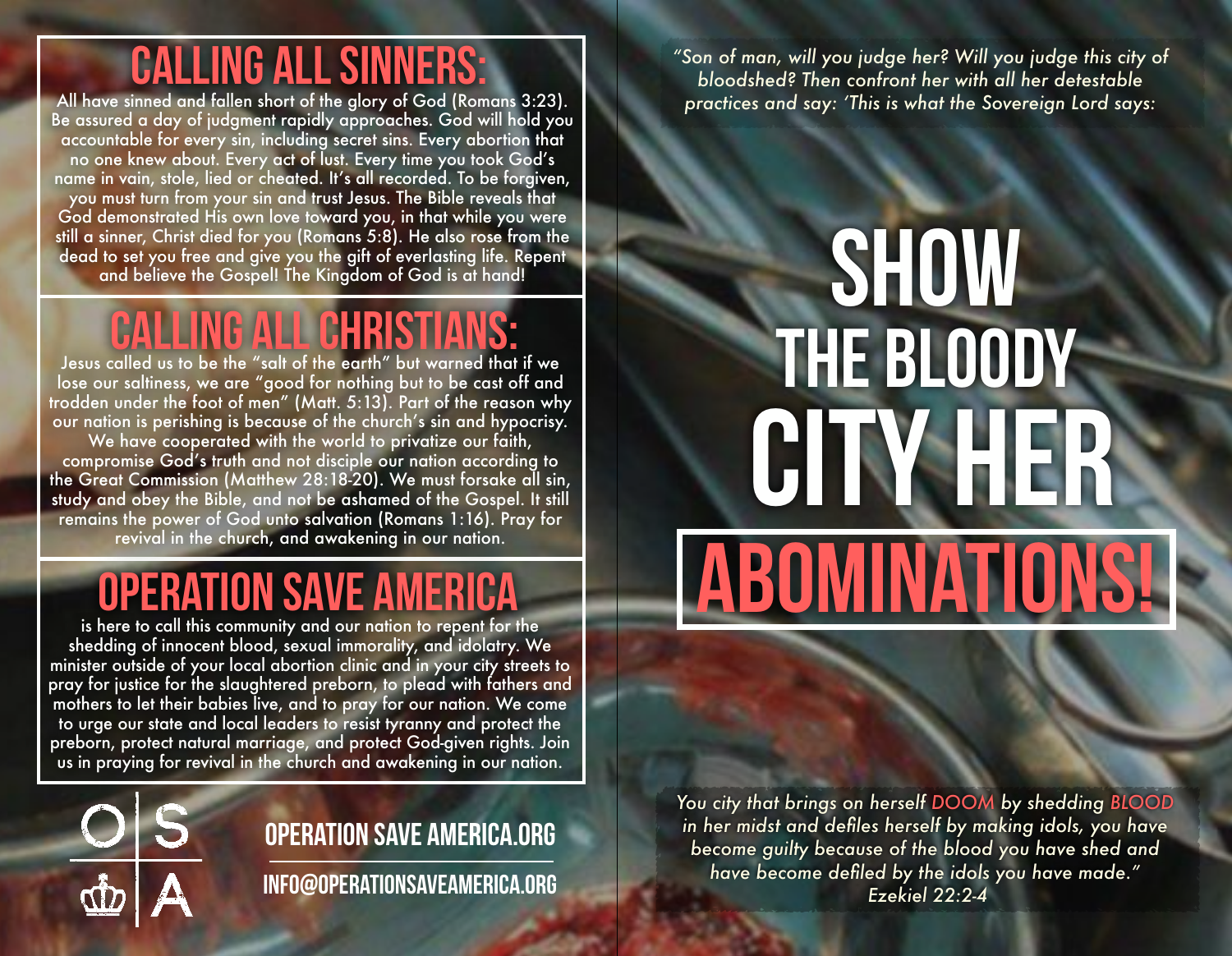# CALLING ALL SINNERS:

All have sinned and fallen short of the glory of God (Romans 3:23). Be assured a day of judgment rapidly approaches. God will hold you accountable for every sin, including secret sins. Every abortion that no one knew about. Every act of lust. Every time you took God's name in vain, stole, lied or cheated. It's all recorded. To be forgiven, you must turn from your sin and trust Jesus. The Bible reveals that God demonstrated His own love toward you, in that while you were still a sinner, Christ died for you (Romans 5:8). He also rose from the dead to set you free and give you the gift of everlasting life. Repent and believe the Gospel! The Kingdom of God is at hand!

# CALLING ALL CHRISTIANS:

Jesus called us to be the "salt of the earth" but warned that if we lose our saltiness, we are "good for nothing but to be cast off and trodden under the foot of men" (Matt. 5:13). Part of the reason why our nation is perishing is because of the church's sin and hypocrisy. We have cooperated with the world to privatize our faith, compromise God's truth and not disciple our nation according to the Great Commission (Matthew 28:18-20). We must forsake all sin, study and obey the Bible, and not be ashamed of the Gospel. It still remains the power of God unto salvation (Romans 1:16). Pray for revival in the church, and awakening in our nation.

# OPERATION SAVE AMERICA

is here to call this community and our nation to repent for the shedding of innocent blood, sexual immorality, and idolatry. We minister outside of your local abortion clinic and in your city streets to pray for justice for the slaughtered preborn, to plead with fathers and mothers to let their babies live, and to pray for our nation. We come to urge our state and local leaders to resist tyranny and protect the preborn, protect natural marriage, and protect God-given rights. Join us in praying for revival in the church and awakening in our nation.

O S A

**OPERATION SAVE AMERICA.ORG**

**INFO@OPERATIONSAVEAMERICA.ORG**

*"Son of man, will you judge her? Will you judge this city of bloodshed? Then confront her with all her detestable practices and say: 'This is what the Sovereign Lord says:*

# SHOW THE BLOODY CITY HER ABOMINATIONS!

*You city that brings on herself DOOM by shedding BLOOD in her midst and defiles herself by making idols, you have become guilty because of the blood you have shed and have become defiled by the idols you have made."*
*Ezekiel 22:2-4*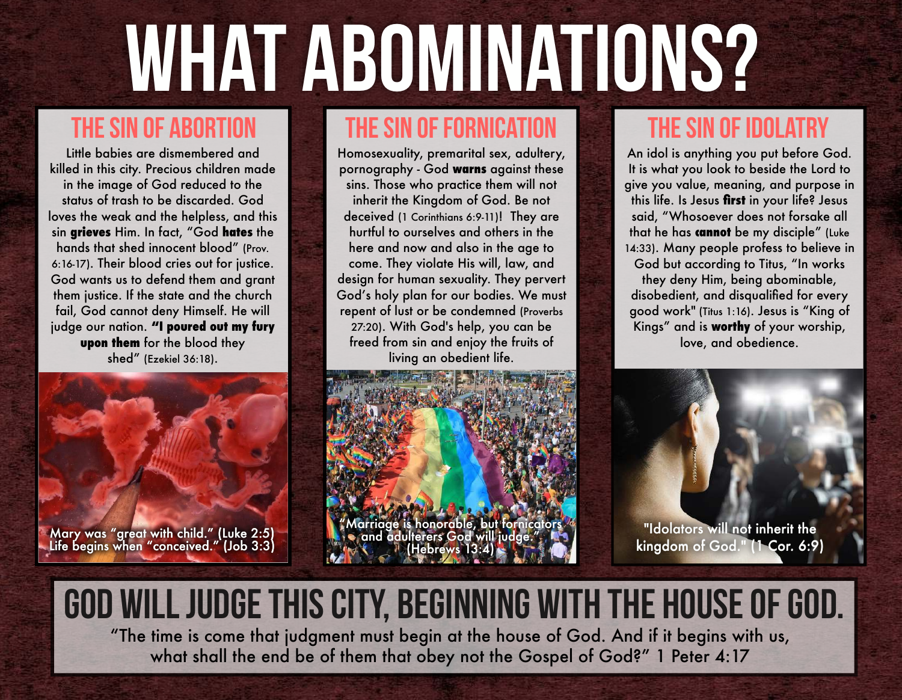# WHAT ABOMINATIONS?

## THE SIN OF ABORTION

Little babies are dismembered and killed in this city. Precious children made in the image of God reduced to the status of trash to be discarded. God loves the weak and the helpless, and this sin **grieves** Him. In fact, "God **hates** the hands that shed innocent blood" (Prov. 6:16-17). Their blood cries out for justice. God wants us to defend them and grant them justice. If the state and the church fail, God cannot deny Himself. He will judge our nation. **"I poured out my fury upon them** for the blood they shed" (Ezekiel 36:18).

Mary was "great with child." (Luke 2:5)
Life begins when "conceived." (Job 3:3)

## THE SIN OF FORNICATION

Homosexuality, premarital sex, adultery, pornography - God **warns** against these sins. Those who practice them will not inherit the Kingdom of God. Be not deceived (1 Corinthians 6:9-11)! They are hurtful to ourselves and others in the here and now and also in the age to come. They violate His will, law, and design for human sexuality. They pervert God's holy plan for our bodies. We must repent of lust or be condemned (Proverbs 27:20). With God's help, you can be freed from sin and enjoy the fruits of living an obedient life.

"Marriage is honorable, but fornicators and adulterers God will judge." (Hebrews 13:4)

## THE SIN OF IDOLATRY

An idol is anything you put before God. It is what you look to beside the Lord to give you value, meaning, and purpose in this life. Is Jesus **first** in your life? Jesus said, "Whosoever does not forsake all that he has **cannot** be my disciple" (Luke 14:33). Many people profess to believe in God but according to Titus, "In works they deny Him, being abominable, disobedient, and disqualified for every good work" (Titus 1:16). Jesus is "King of Kings" and is **worthy** of your worship, love, and obedience.

"Idolators will not inherit the kingdom of God." (1 Cor. 6:9)

## GOD WILL JUDGE THIS CITY, BEGINNING WITH THE HOUSE OF GOD.

"The time is come that judgment must begin at the house of God. And if it begins with us, what shall the end be of them that obey not the Gospel of God?" 1 Peter 4:17